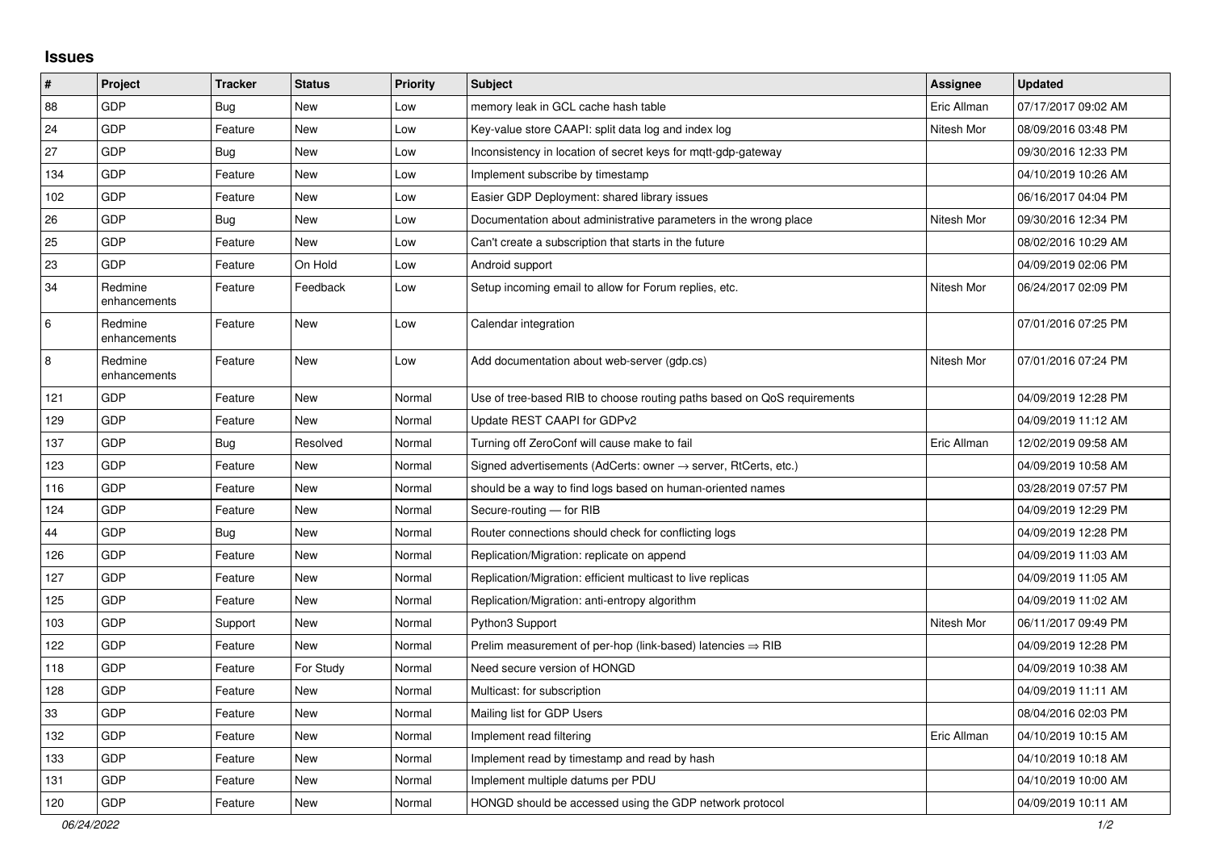## Issues

| # | Project | Tracker | Status | Priority | Subject | Assignee | Updated |
|---|---|---|---|---|---|---|---|
| 88 | GDP | Bug | New | Low | memory leak in GCL cache hash table | Eric Allman | 07/17/2017 09:02 AM |
| 24 | GDP | Feature | New | Low | Key-value store CAAPI: split data log and index log | Nitesh Mor | 08/09/2016 03:48 PM |
| 27 | GDP | Bug | New | Low | Inconsistency in location of secret keys for mqtt-gdp-gateway | | 09/30/2016 12:33 PM |
| 134 | GDP | Feature | New | Low | Implement subscribe by timestamp | | 04/10/2019 10:26 AM |
| 102 | GDP | Feature | New | Low | Easier GDP Deployment: shared library issues | | 06/16/2017 04:04 PM |
| 26 | GDP | Bug | New | Low | Documentation about administrative parameters in the wrong place | Nitesh Mor | 09/30/2016 12:34 PM |
| 25 | GDP | Feature | New | Low | Can't create a subscription that starts in the future | | 08/02/2016 10:29 AM |
| 23 | GDP | Feature | On Hold | Low | Android support | | 04/09/2019 02:06 PM |
| 34 | Redmine enhancements | Feature | Feedback | Low | Setup incoming email to allow for Forum replies, etc. | Nitesh Mor | 06/24/2017 02:09 PM |
| 6 | Redmine enhancements | Feature | New | Low | Calendar integration | | 07/01/2016 07:25 PM |
| 8 | Redmine enhancements | Feature | New | Low | Add documentation about web-server (gdp.cs) | Nitesh Mor | 07/01/2016 07:24 PM |
| 121 | GDP | Feature | New | Normal | Use of tree-based RIB to choose routing paths based on QoS requirements | | 04/09/2019 12:28 PM |
| 129 | GDP | Feature | New | Normal | Update REST CAAPI for GDPv2 | | 04/09/2019 11:12 AM |
| 137 | GDP | Bug | Resolved | Normal | Turning off ZeroConf will cause make to fail | Eric Allman | 12/02/2019 09:58 AM |
| 123 | GDP | Feature | New | Normal | Signed advertisements (AdCerts: owner → server, RtCerts, etc.) | | 04/09/2019 10:58 AM |
| 116 | GDP | Feature | New | Normal | should be a way to find logs based on human-oriented names | | 03/28/2019 07:57 PM |
| 124 | GDP | Feature | New | Normal | Secure-routing — for RIB | | 04/09/2019 12:29 PM |
| 44 | GDP | Bug | New | Normal | Router connections should check for conflicting logs | | 04/09/2019 12:28 PM |
| 126 | GDP | Feature | New | Normal | Replication/Migration: replicate on append | | 04/09/2019 11:03 AM |
| 127 | GDP | Feature | New | Normal | Replication/Migration: efficient multicast to live replicas | | 04/09/2019 11:05 AM |
| 125 | GDP | Feature | New | Normal | Replication/Migration: anti-entropy algorithm | | 04/09/2019 11:02 AM |
| 103 | GDP | Support | New | Normal | Python3 Support | Nitesh Mor | 06/11/2017 09:49 PM |
| 122 | GDP | Feature | New | Normal | Prelim measurement of per-hop (link-based) latencies ⇒ RIB | | 04/09/2019 12:28 PM |
| 118 | GDP | Feature | For Study | Normal | Need secure version of HONGD | | 04/09/2019 10:38 AM |
| 128 | GDP | Feature | New | Normal | Multicast: for subscription | | 04/09/2019 11:11 AM |
| 33 | GDP | Feature | New | Normal | Mailing list for GDP Users | | 08/04/2016 02:03 PM |
| 132 | GDP | Feature | New | Normal | Implement read filtering | Eric Allman | 04/10/2019 10:15 AM |
| 133 | GDP | Feature | New | Normal | Implement read by timestamp and read by hash | | 04/10/2019 10:18 AM |
| 131 | GDP | Feature | New | Normal | Implement multiple datums per PDU | | 04/10/2019 10:00 AM |
| 120 | GDP | Feature | New | Normal | HONGD should be accessed using the GDP network protocol | | 04/09/2019 10:11 AM |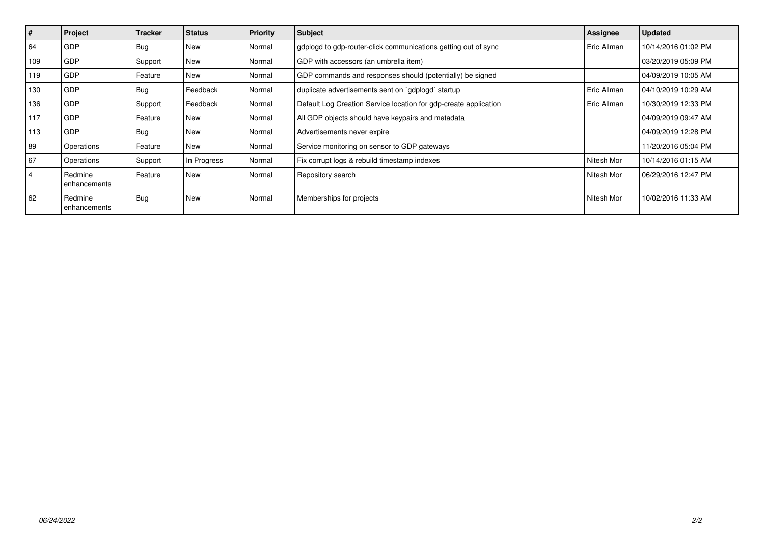| # | Project | Tracker | Status | Priority | Subject | Assignee | Updated |
|---|---|---|---|---|---|---|---|
| 64 | GDP | Bug | New | Normal | gdplogd to gdp-router-click communications getting out of sync | Eric Allman | 10/14/2016 01:02 PM |
| 109 | GDP | Support | New | Normal | GDP with accessors (an umbrella item) | | 03/20/2019 05:09 PM |
| 119 | GDP | Feature | New | Normal | GDP commands and responses should (potentially) be signed | | 04/09/2019 10:05 AM |
| 130 | GDP | Bug | Feedback | Normal | duplicate advertisements sent on `gdplogd` startup | Eric Allman | 04/10/2019 10:29 AM |
| 136 | GDP | Support | Feedback | Normal | Default Log Creation Service location for gdp-create application | Eric Allman | 10/30/2019 12:33 PM |
| 117 | GDP | Feature | New | Normal | All GDP objects should have keypairs and metadata | | 04/09/2019 09:47 AM |
| 113 | GDP | Bug | New | Normal | Advertisements never expire | | 04/09/2019 12:28 PM |
| 89 | Operations | Feature | New | Normal | Service monitoring on sensor to GDP gateways | | 11/20/2016 05:04 PM |
| 67 | Operations | Support | In Progress | Normal | Fix corrupt logs & rebuild timestamp indexes | Nitesh Mor | 10/14/2016 01:15 AM |
| 4 | Redmine enhancements | Feature | New | Normal | Repository search | Nitesh Mor | 06/29/2016 12:47 PM |
| 62 | Redmine enhancements | Bug | New | Normal | Memberships for projects | Nitesh Mor | 10/02/2016 11:33 AM |